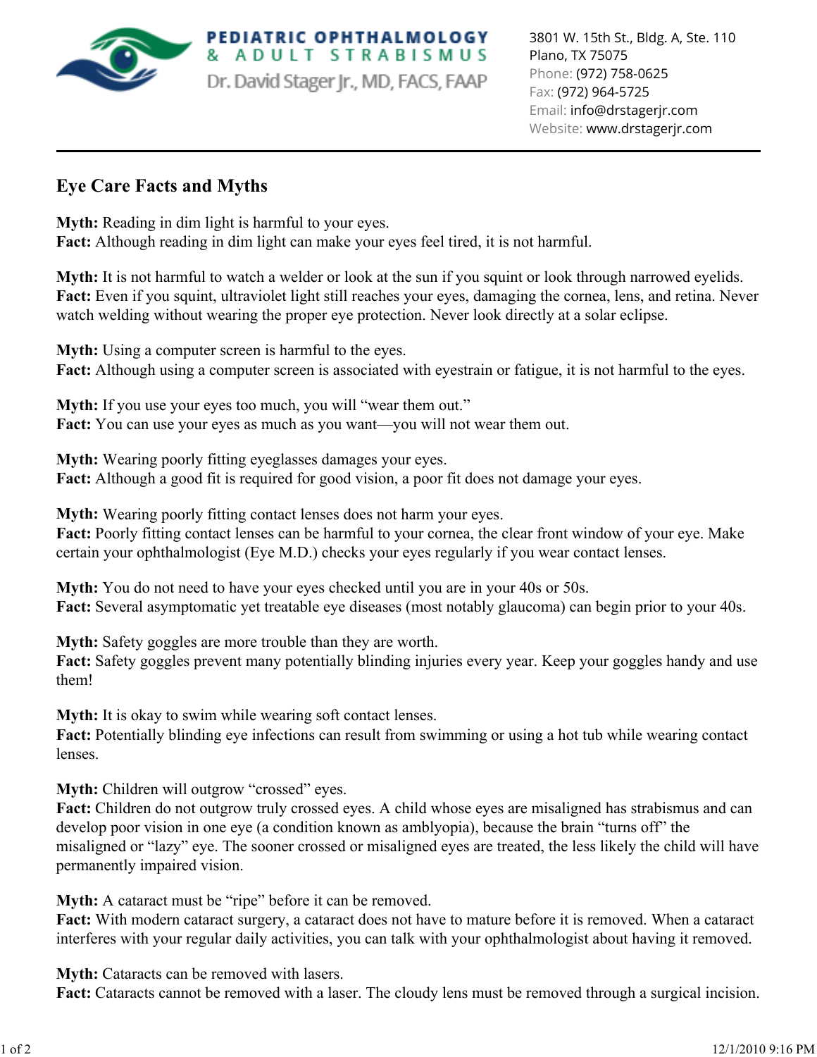**PEDIATRIC OPHTHALMOLOGY & ADULT STRABISMUS**
Dr. David Stager Jr., MD, FACS, FAAP

3801 W. 15th St., Bldg. A, Ste. 110
Plano, TX 75075
Phone: (972) 758-0625
Fax: (972) 964-5725
Email: info@drstagerjr.com
Website: www.drstagerjr.com

---

## Eye Care Facts and Myths

**Myth:** Reading in dim light is harmful to your eyes.
**Fact:** Although reading in dim light can make your eyes feel tired, it is not harmful.

**Myth:** It is not harmful to watch a welder or look at the sun if you squint or look through narrowed eyelids.
**Fact:** Even if you squint, ultraviolet light still reaches your eyes, damaging the cornea, lens, and retina. Never watch welding without wearing the proper eye protection. Never look directly at a solar eclipse.

**Myth:** Using a computer screen is harmful to the eyes.
**Fact:** Although using a computer screen is associated with eyestrain or fatigue, it is not harmful to the eyes.

**Myth:** If you use your eyes too much, you will "wear them out."
**Fact:** You can use your eyes as much as you want—you will not wear them out.

**Myth:** Wearing poorly fitting eyeglasses damages your eyes.
**Fact:** Although a good fit is required for good vision, a poor fit does not damage your eyes.

**Myth:** Wearing poorly fitting contact lenses does not harm your eyes.
**Fact:** Poorly fitting contact lenses can be harmful to your cornea, the clear front window of your eye. Make certain your ophthalmologist (Eye M.D.) checks your eyes regularly if you wear contact lenses.

**Myth:** You do not need to have your eyes checked until you are in your 40s or 50s.
**Fact:** Several asymptomatic yet treatable eye diseases (most notably glaucoma) can begin prior to your 40s.

**Myth:** Safety goggles are more trouble than they are worth.
**Fact:** Safety goggles prevent many potentially blinding injuries every year. Keep your goggles handy and use them!

**Myth:** It is okay to swim while wearing soft contact lenses.
**Fact:** Potentially blinding eye infections can result from swimming or using a hot tub while wearing contact lenses.

**Myth:** Children will outgrow "crossed" eyes.
**Fact:** Children do not outgrow truly crossed eyes. A child whose eyes are misaligned has strabismus and can develop poor vision in one eye (a condition known as amblyopia), because the brain "turns off" the misaligned or "lazy" eye. The sooner crossed or misaligned eyes are treated, the less likely the child will have permanently impaired vision.

**Myth:** A cataract must be "ripe" before it can be removed.
**Fact:** With modern cataract surgery, a cataract does not have to mature before it is removed. When a cataract interferes with your regular daily activities, you can talk with your ophthalmologist about having it removed.

**Myth:** Cataracts can be removed with lasers.
**Fact:** Cataracts cannot be removed with a laser. The cloudy lens must be removed through a surgical incision.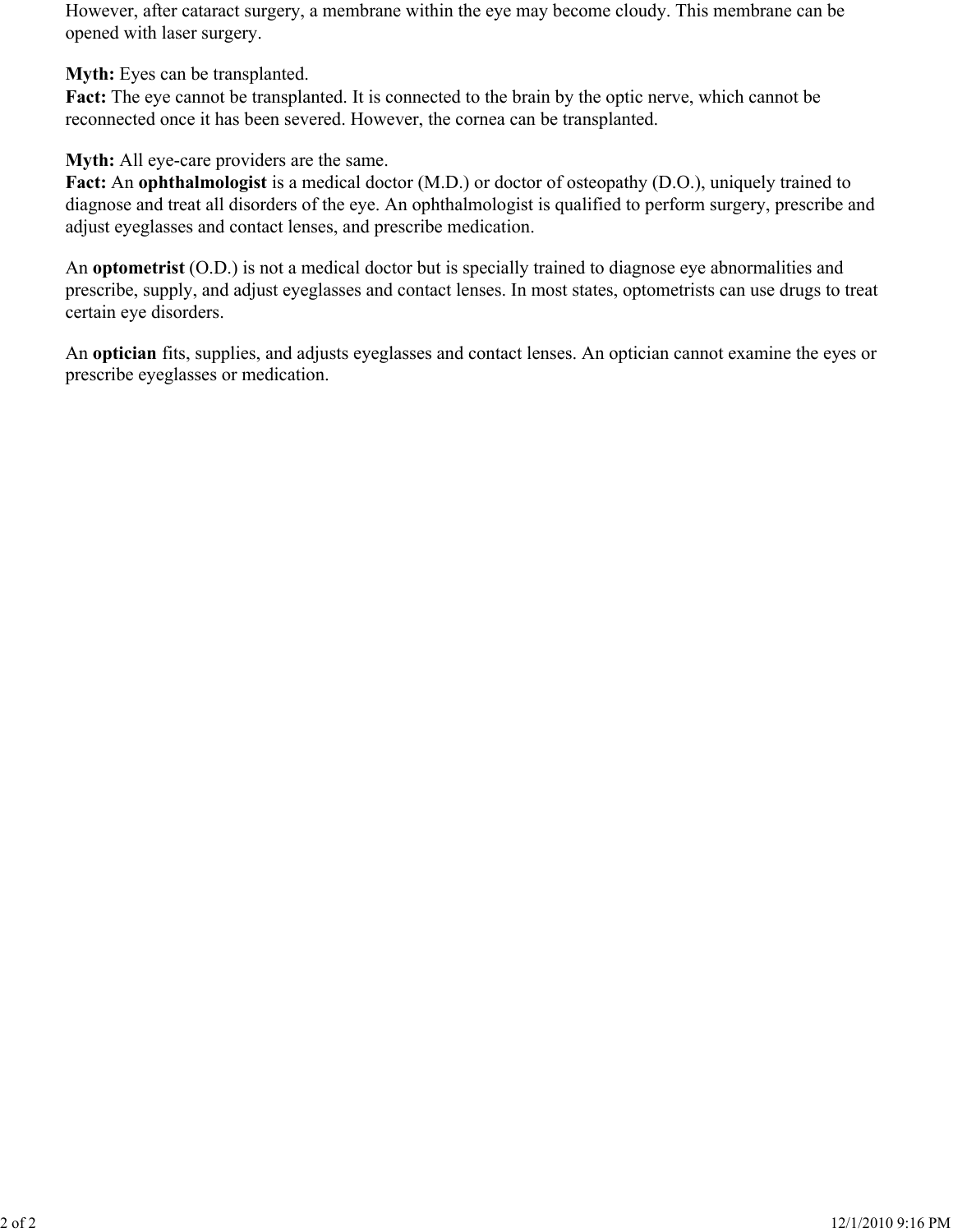However, after cataract surgery, a membrane within the eye may become cloudy. This membrane can be opened with laser surgery.

**Myth:** Eyes can be transplanted.
**Fact:** The eye cannot be transplanted. It is connected to the brain by the optic nerve, which cannot be reconnected once it has been severed. However, the cornea can be transplanted.

**Myth:** All eye-care providers are the same.
**Fact:** An **ophthalmologist** is a medical doctor (M.D.) or doctor of osteopathy (D.O.), uniquely trained to diagnose and treat all disorders of the eye. An ophthalmologist is qualified to perform surgery, prescribe and adjust eyeglasses and contact lenses, and prescribe medication.

An **optometrist** (O.D.) is not a medical doctor but is specially trained to diagnose eye abnormalities and prescribe, supply, and adjust eyeglasses and contact lenses. In most states, optometrists can use drugs to treat certain eye disorders.

An **optician** fits, supplies, and adjusts eyeglasses and contact lenses. An optician cannot examine the eyes or prescribe eyeglasses or medication.